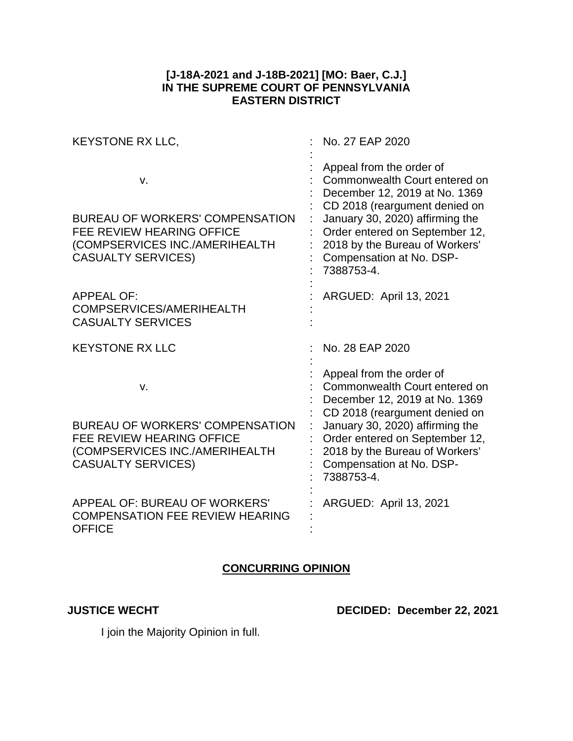**[J-18A-2021 and J-18B-2021] [MO: Baer, C.J.]**
**IN THE SUPREME COURT OF PENNSYLVANIA**
**EASTERN DISTRICT**

| | | |
|---|---|---|
| KEYSTONE RX LLC, <br><br> v. <br><br> BUREAU OF WORKERS' COMPENSATION FEE REVIEW HEARING OFFICE (COMPSERVICES INC./AMERIHEALTH CASUALTY SERVICES) <br><br> APPEAL OF: COMPSERVICES/AMERIHEALTH CASUALTY SERVICES | : | No. 27 EAP 2020 <br><br> Appeal from the order of Commonwealth Court entered on December 12, 2019 at No. 1369 CD 2018 (reargument denied on January 30, 2020) affirming the Order entered on September 12, 2018 by the Bureau of Workers' Compensation at No. DSP-7388753-4. <br><br> ARGUED: April 13, 2021 |
| KEYSTONE RX LLC <br><br> v. <br><br> BUREAU OF WORKERS' COMPENSATION FEE REVIEW HEARING OFFICE (COMPSERVICES INC./AMERIHEALTH CASUALTY SERVICES) <br><br> APPEAL OF: BUREAU OF WORKERS' COMPENSATION FEE REVIEW HEARING OFFICE | : | No. 28 EAP 2020 <br><br> Appeal from the order of Commonwealth Court entered on December 12, 2019 at No. 1369 CD 2018 (reargument denied on January 30, 2020) affirming the Order entered on September 12, 2018 by the Bureau of Workers' Compensation at No. DSP-7388753-4. <br><br> ARGUED: April 13, 2021 |

## CONCURRING OPINION

**JUSTICE WECHT** **DECIDED: December 22, 2021**

I join the Majority Opinion in full.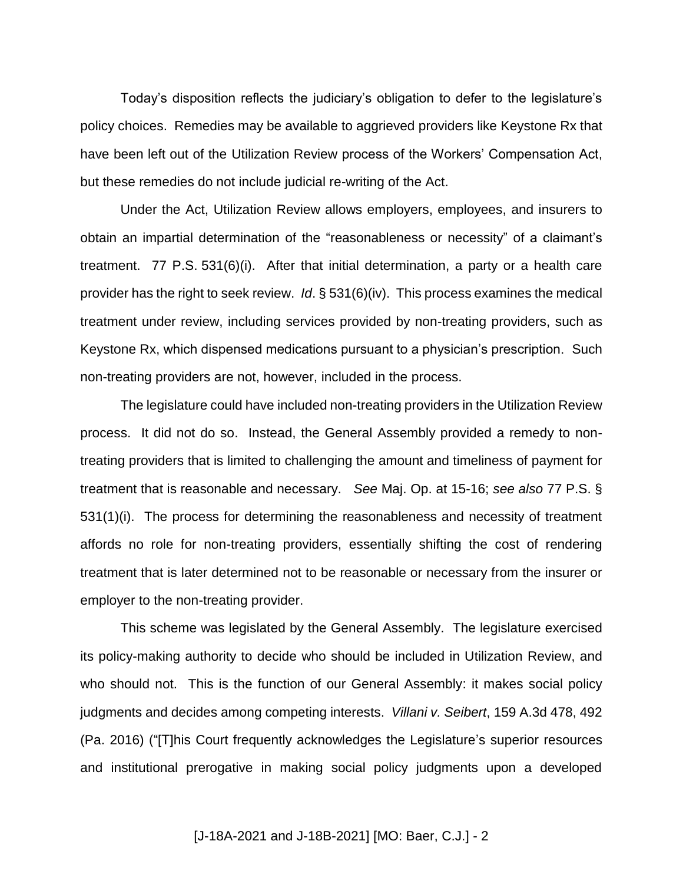Today's disposition reflects the judiciary's obligation to defer to the legislature's policy choices. Remedies may be available to aggrieved providers like Keystone Rx that have been left out of the Utilization Review process of the Workers' Compensation Act, but these remedies do not include judicial re-writing of the Act.

Under the Act, Utilization Review allows employers, employees, and insurers to obtain an impartial determination of the "reasonableness or necessity" of a claimant's treatment. 77 P.S. 531(6)(i). After that initial determination, a party or a health care provider has the right to seek review. *Id*. § 531(6)(iv). This process examines the medical treatment under review, including services provided by non-treating providers, such as Keystone Rx, which dispensed medications pursuant to a physician's prescription. Such non-treating providers are not, however, included in the process.

The legislature could have included non-treating providers in the Utilization Review process. It did not do so. Instead, the General Assembly provided a remedy to non-treating providers that is limited to challenging the amount and timeliness of payment for treatment that is reasonable and necessary. *See* Maj. Op. at 15-16; *see also* 77 P.S. § 531(1)(i). The process for determining the reasonableness and necessity of treatment affords no role for non-treating providers, essentially shifting the cost of rendering treatment that is later determined not to be reasonable or necessary from the insurer or employer to the non-treating provider.

This scheme was legislated by the General Assembly. The legislature exercised its policy-making authority to decide who should be included in Utilization Review, and who should not. This is the function of our General Assembly: it makes social policy judgments and decides among competing interests. *Villani v. Seibert*, 159 A.3d 478, 492 (Pa. 2016) ("[T]his Court frequently acknowledges the Legislature's superior resources and institutional prerogative in making social policy judgments upon a developed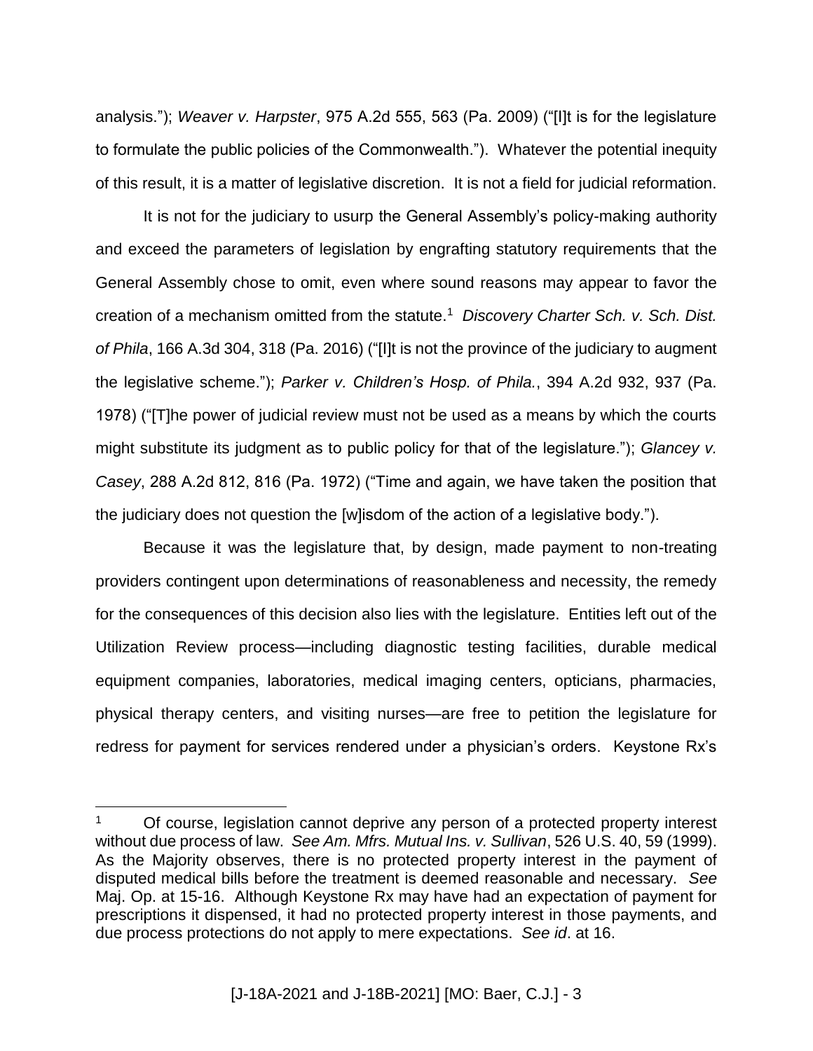analysis."); *Weaver v. Harpster*, 975 A.2d 555, 563 (Pa. 2009) ("[I]t is for the legislature to formulate the public policies of the Commonwealth."). Whatever the potential inequity of this result, it is a matter of legislative discretion. It is not a field for judicial reformation.

It is not for the judiciary to usurp the General Assembly's policy-making authority and exceed the parameters of legislation by engrafting statutory requirements that the General Assembly chose to omit, even where sound reasons may appear to favor the creation of a mechanism omitted from the statute.[1] *Discovery Charter Sch. v. Sch. Dist. of Phila*, 166 A.3d 304, 318 (Pa. 2016) ("[I]t is not the province of the judiciary to augment the legislative scheme."); *Parker v. Children's Hosp. of Phila.*, 394 A.2d 932, 937 (Pa. 1978) ("[T]he power of judicial review must not be used as a means by which the courts might substitute its judgment as to public policy for that of the legislature."); *Glancey v. Casey*, 288 A.2d 812, 816 (Pa. 1972) ("Time and again, we have taken the position that the judiciary does not question the [w]isdom of the action of a legislative body.").

Because it was the legislature that, by design, made payment to non-treating providers contingent upon determinations of reasonableness and necessity, the remedy for the consequences of this decision also lies with the legislature. Entities left out of the Utilization Review process—including diagnostic testing facilities, durable medical equipment companies, laboratories, medical imaging centers, opticians, pharmacies, physical therapy centers, and visiting nurses—are free to petition the legislature for redress for payment for services rendered under a physician's orders. Keystone Rx's

---

[1] Of course, legislation cannot deprive any person of a protected property interest without due process of law. *See Am. Mfrs. Mutual Ins. v. Sullivan*, 526 U.S. 40, 59 (1999). As the Majority observes, there is no protected property interest in the payment of disputed medical bills before the treatment is deemed reasonable and necessary. *See* Maj. Op. at 15-16. Although Keystone Rx may have had an expectation of payment for prescriptions it dispensed, it had no protected property interest in those payments, and due process protections do not apply to mere expectations. *See id*. at 16.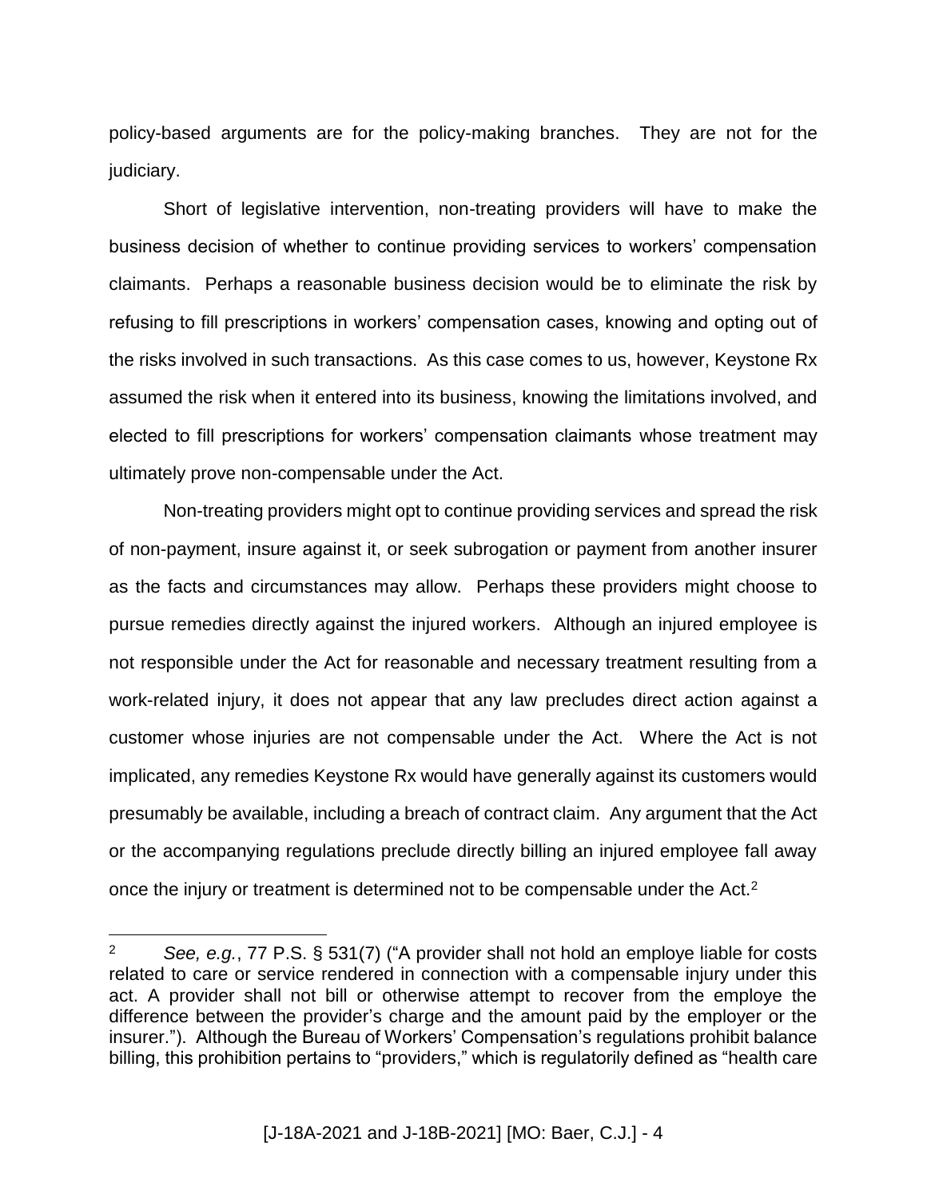policy-based arguments are for the policy-making branches. They are not for the judiciary.

Short of legislative intervention, non-treating providers will have to make the business decision of whether to continue providing services to workers' compensation claimants. Perhaps a reasonable business decision would be to eliminate the risk by refusing to fill prescriptions in workers' compensation cases, knowing and opting out of the risks involved in such transactions. As this case comes to us, however, Keystone Rx assumed the risk when it entered into its business, knowing the limitations involved, and elected to fill prescriptions for workers' compensation claimants whose treatment may ultimately prove non-compensable under the Act.

Non-treating providers might opt to continue providing services and spread the risk of non-payment, insure against it, or seek subrogation or payment from another insurer as the facts and circumstances may allow. Perhaps these providers might choose to pursue remedies directly against the injured workers. Although an injured employee is not responsible under the Act for reasonable and necessary treatment resulting from a work-related injury, it does not appear that any law precludes direct action against a customer whose injuries are not compensable under the Act. Where the Act is not implicated, any remedies Keystone Rx would have generally against its customers would presumably be available, including a breach of contract claim. Any argument that the Act or the accompanying regulations preclude directly billing an injured employee fall away once the injury or treatment is determined not to be compensable under the Act.[2]

---

[2] *See, e.g.*, 77 P.S. § 531(7) ("A provider shall not hold an employe liable for costs related to care or service rendered in connection with a compensable injury under this act. A provider shall not bill or otherwise attempt to recover from the employe the difference between the provider's charge and the amount paid by the employer or the insurer."). Although the Bureau of Workers' Compensation's regulations prohibit balance billing, this prohibition pertains to "providers," which is regulatorily defined as "health care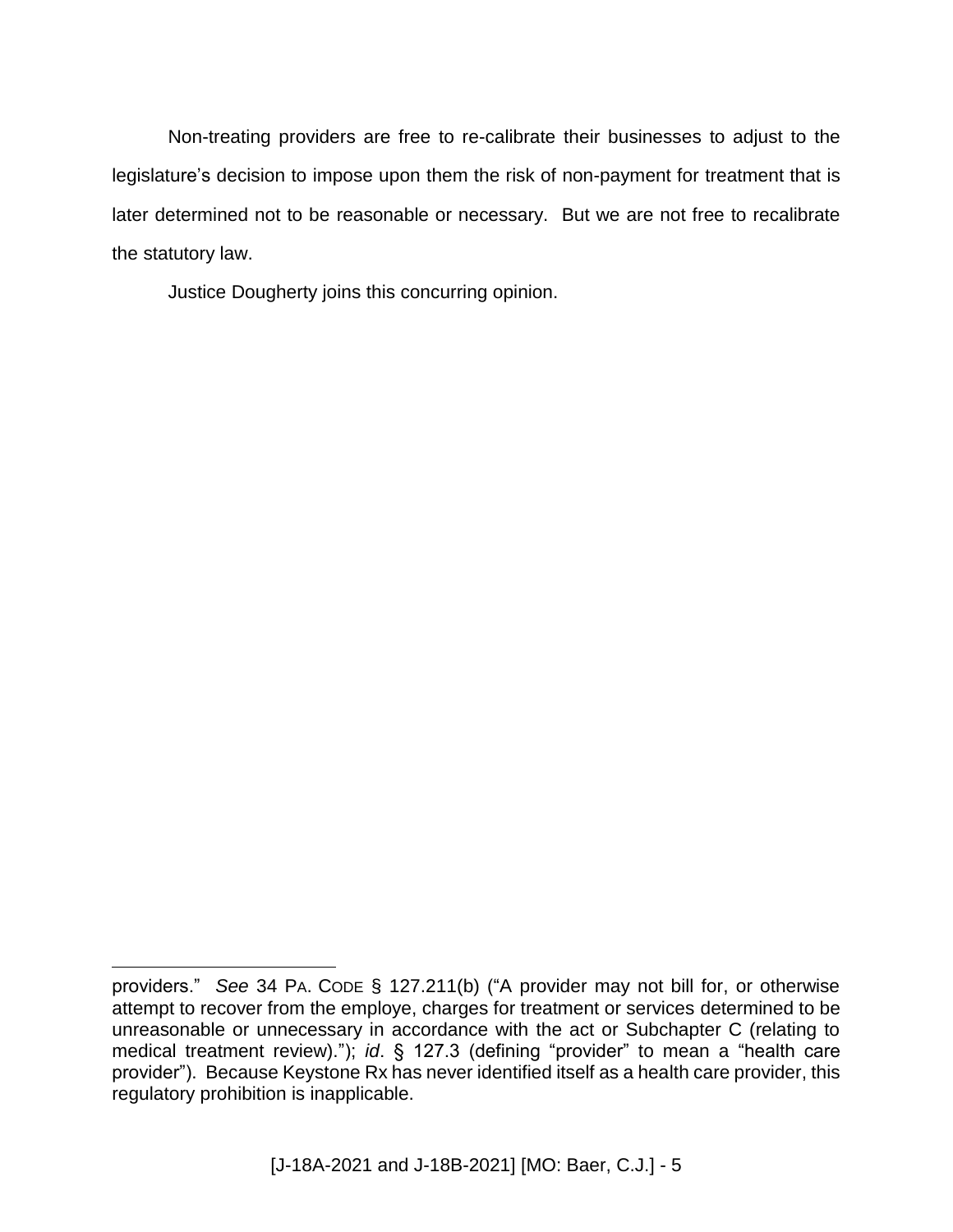Non-treating providers are free to re-calibrate their businesses to adjust to the legislature's decision to impose upon them the risk of non-payment for treatment that is later determined not to be reasonable or necessary. But we are not free to recalibrate the statutory law.

Justice Dougherty joins this concurring opinion.

---

providers." *See* 34 PA. CODE § 127.211(b) ("A provider may not bill for, or otherwise attempt to recover from the employe, charges for treatment or services determined to be unreasonable or unnecessary in accordance with the act or Subchapter C (relating to medical treatment review)."); *id*. § 127.3 (defining "provider" to mean a "health care provider"). Because Keystone Rx has never identified itself as a health care provider, this regulatory prohibition is inapplicable.